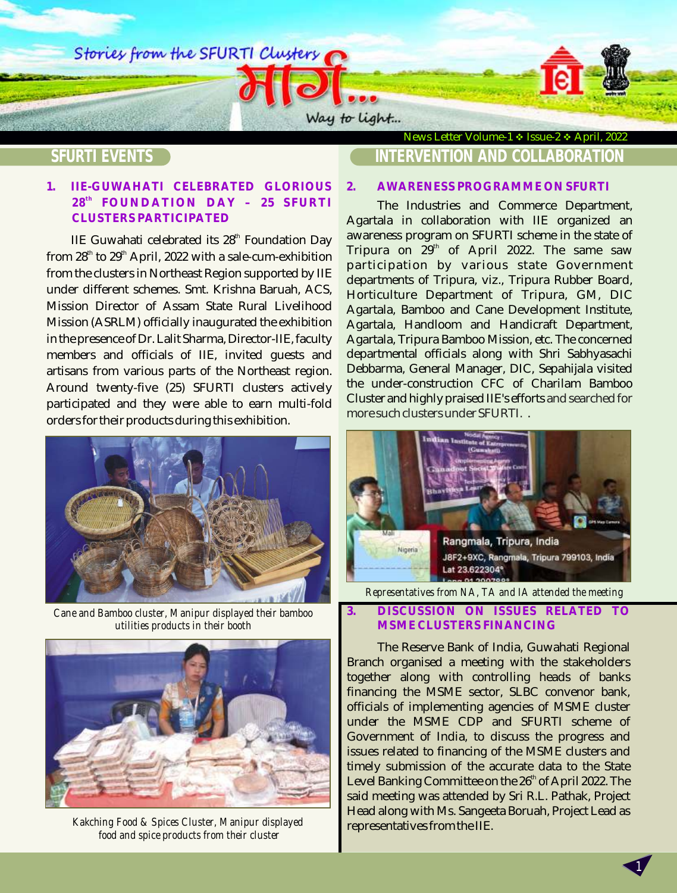Stories from the SFURTI Clusters

मार्ग...

Way to light...

News Letter Volume-1 ❖ Issue-2 ❖ April, 2022

## SFURTI EVENTS

### 1. IIE-GUWAHATI CELEBRATED GLORIOUS 28th FOUNDATION DAY – 25 SFURTI CLUSTERS PARTICIPATED

IIE Guwahati celebrated its 28th Foundation Day from 28th to 29th April, 2022 with a sale-cum-exhibition from the clusters in Northeast Region supported by IIE under different schemes. Smt. Krishna Baruah, ACS, Mission Director of Assam State Rural Livelihood Mission (ASRLM) officially inaugurated the exhibition in the presence of Dr. Lalit Sharma, Director-IIE, faculty members and officials of IIE, invited guests and artisans from various parts of the Northeast region. Around twenty-five (25) SFURTI clusters actively participated and they were able to earn multi-fold orders for their products during this exhibition.

*Cane and Bamboo cluster, Manipur displayed their bamboo utilities products in their booth*

*Kakching Food & Spices Cluster, Manipur displayed food and spice products from their cluster*

## INTERVENTION AND COLLABORATION

### 2. AWARENESS PROGRAMME ON SFURTI

The Industries and Commerce Department, Agartala in collaboration with IIE organized an awareness program on SFURTI scheme in the state of Tripura on 29th of April 2022. The same saw participation by various state Government departments of Tripura, viz., Tripura Rubber Board, Horticulture Department of Tripura, GM, DIC Agartala, Bamboo and Cane Development Institute, Agartala, Handloom and Handicraft Department, Agartala, Tripura Bamboo Mission, etc. The concerned departmental officials along with Shri Sabhyasachi Debbarma, General Manager, DIC, Sepahijala visited the under-construction CFC of Charilam Bamboo Cluster and highly praised IIE's efforts and searched for more such clusters under SFURTI. .

*Representatives from NA, TA and IA attended the meeting*

### 3. DISCUSSION ON ISSUES RELATED TO MSME CLUSTERS FINANCING

The Reserve Bank of India, Guwahati Regional Branch organised a meeting with the stakeholders together along with controlling heads of banks financing the MSME sector, SLBC convenor bank, officials of implementing agencies of MSME cluster under the MSME CDP and SFURTI scheme of Government of India, to discuss the progress and issues related to financing of the MSME clusters and timely submission of the accurate data to the State Level Banking Committee on the 26th of April 2022. The said meeting was attended by Sri R.L. Pathak, Project Head along with Ms. Sangeeta Boruah, Project Lead as representatives from the IIE.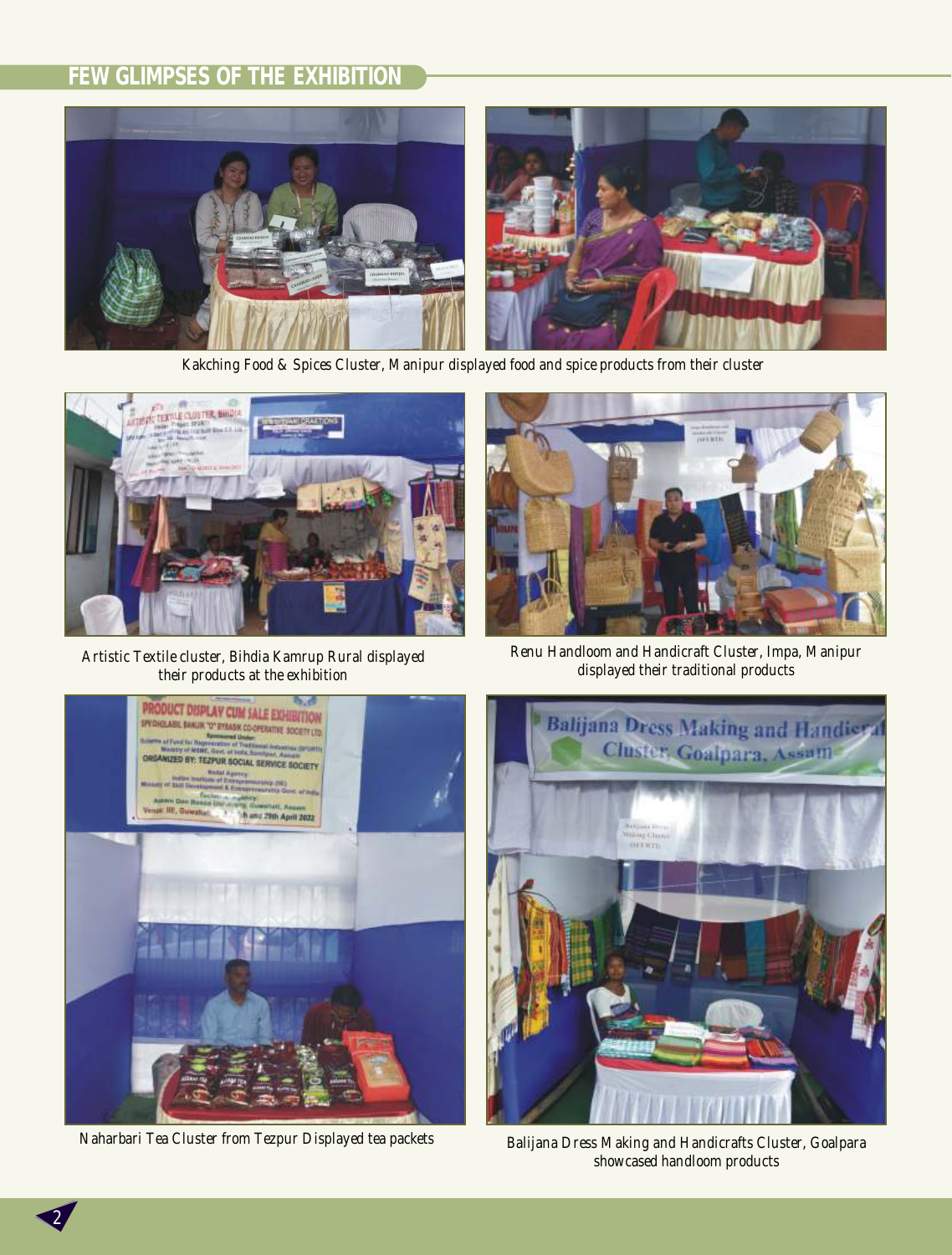## FEW GLIMPSES OF THE EXHIBITION

Kakching Food & Spices Cluster, Manipur displayed food and spice products from their cluster

Artistic Textile cluster, Bihdia Kamrup Rural displayed their products at the exhibition

Renu Handloom and Handicraft Cluster, Impa, Manipur displayed their traditional products

Naharbari Tea Cluster from Tezpur Displayed tea packets

Balijana Dress Making and Handicrafts Cluster, Goalpara showcased handloom products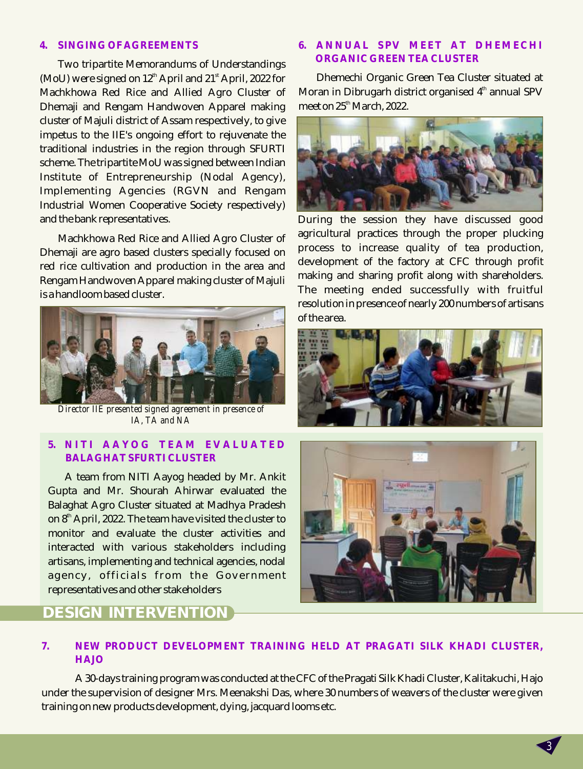### 4. SINGING OF AGREEMENTS

Two tripartite Memorandums of Understandings (MoU) were signed on 12th April and 21st April, 2022 for Machkhowa Red Rice and Allied Agro Cluster of Dhemaji and Rengam Handwoven Apparel making cluster of Majuli district of Assam respectively, to give impetus to the IIE's ongoing effort to rejuvenate the traditional industries in the region through SFURTI scheme. The tripartite MoU was signed between Indian Institute of Entrepreneurship (Nodal Agency), Implementing Agencies (RGVN and Rengam Industrial Women Cooperative Society respectively) and the bank representatives.

Machkhowa Red Rice and Allied Agro Cluster of Dhemaji are agro based clusters specially focused on red rice cultivation and production in the area and Rengam Handwoven Apparel making cluster of Majuli is a handloom based cluster.

*Director IIE presented signed agreement in presence of IA, TA and NA*

### 5. NITI AAYOG TEAM EVALUATED BALAGHAT SFURTI CLUSTER

A team from NITI Aayog headed by Mr. Ankit Gupta and Mr. Shourah Ahirwar evaluated the Balaghat Agro Cluster situated at Madhya Pradesh on 8th April, 2022. The team have visited the cluster to monitor and evaluate the cluster activities and interacted with various stakeholders including artisans, implementing and technical agencies, nodal agency, officials from the Government representatives and other stakeholders

### 6. ANNUAL SPV MEET AT DHEMECHI ORGANIC GREEN TEA CLUSTER

Dhemechi Organic Green Tea Cluster situated at Moran in Dibrugarh district organised 4th annual SPV meet on 25th March, 2022.

During the session they have discussed good agricultural practices through the proper plucking process to increase quality of tea production, development of the factory at CFC through profit making and sharing profit along with shareholders. The meeting ended successfully with fruitful resolution in presence of nearly 200 numbers of artisans of the area.

## DESIGN INTERVENTION

### 7. NEW PRODUCT DEVELOPMENT TRAINING HELD AT PRAGATI SILK KHADI CLUSTER, HAJO

A 30-days training program was conducted at the CFC of the Pragati Silk Khadi Cluster, Kalitakuchi, Hajo under the supervision of designer Mrs. Meenakshi Das, where 30 numbers of weavers of the cluster were given training on new products development, dying, jacquard looms etc.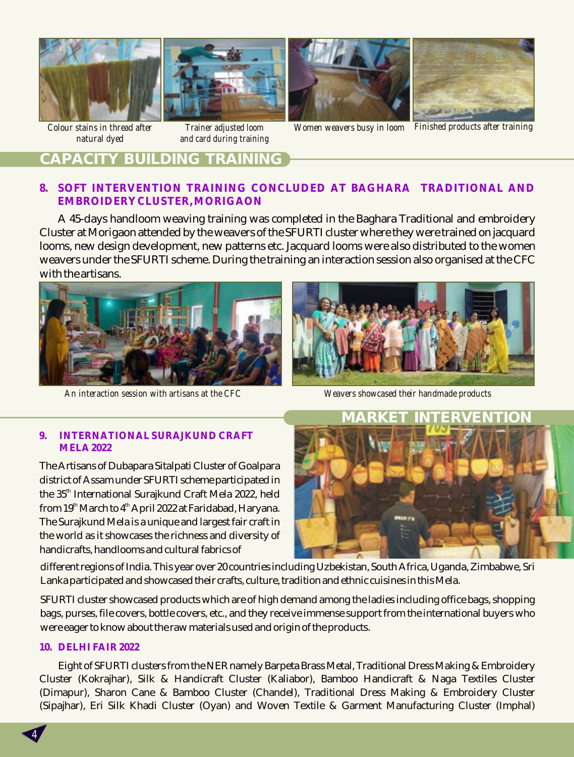Colour stains in thread after natural dyed

Trainer adjusted loom and card during training

Women weavers busy in loom

Finished products after training

## CAPACITY BUILDING TRAINING

### 8. SOFT INTERVENTION TRAINING CONCLUDED AT BAGHARA TRADITIONAL AND EMBROIDERY CLUSTER, MORIGAON

A 45-days handloom weaving training was completed in the Baghara Traditional and embroidery Cluster at Morigaon attended by the weavers of the SFURTI cluster where they were trained on jacquard looms, new design development, new patterns etc. Jacquard looms were also distributed to the women weavers under the SFURTI scheme. During the training an interaction session also organised at the CFC with the artisans.

An interaction session with artisans at the CFC

Weavers showcased their handmade products

## MARKET INTERVENTION

### 9. INTERNATIONAL SURAJKUND CRAFT MELA 2022

The Artisans of Dubapara Sitalpati Cluster of Goalpara district of Assam under SFURTI scheme participated in the 35th International Surajkund Craft Mela 2022, held from 19th March to 4th April 2022 at Faridabad, Haryana. The Surajkund Mela is a unique and largest fair craft in the world as it showcases the richness and diversity of handicrafts, handlooms and cultural fabrics of different regions of India. This year over 20 countries including Uzbekistan, South Africa, Uganda, Zimbabwe, Sri Lanka participated and showcased their crafts, culture, tradition and ethnic cuisines in this Mela.

SFURTI cluster showcased products which are of high demand among the ladies including office bags, shopping bags, purses, file covers, bottle covers, etc., and they receive immense support from the international buyers who were eager to know about the raw materials used and origin of the products.

### 10. DELHI FAIR 2022

Eight of SFURTI clusters from the NER namely Barpeta Brass Metal, Traditional Dress Making & Embroidery Cluster (Kokrajhar), Silk & Handicraft Cluster (Kaliabor), Bamboo Handicraft & Naga Textiles Cluster (Dimapur), Sharon Cane & Bamboo Cluster (Chandel), Traditional Dress Making & Embroidery Cluster (Sipajhar), Eri Silk Khadi Cluster (Oyan) and Woven Textile & Garment Manufacturing Cluster (Imphal)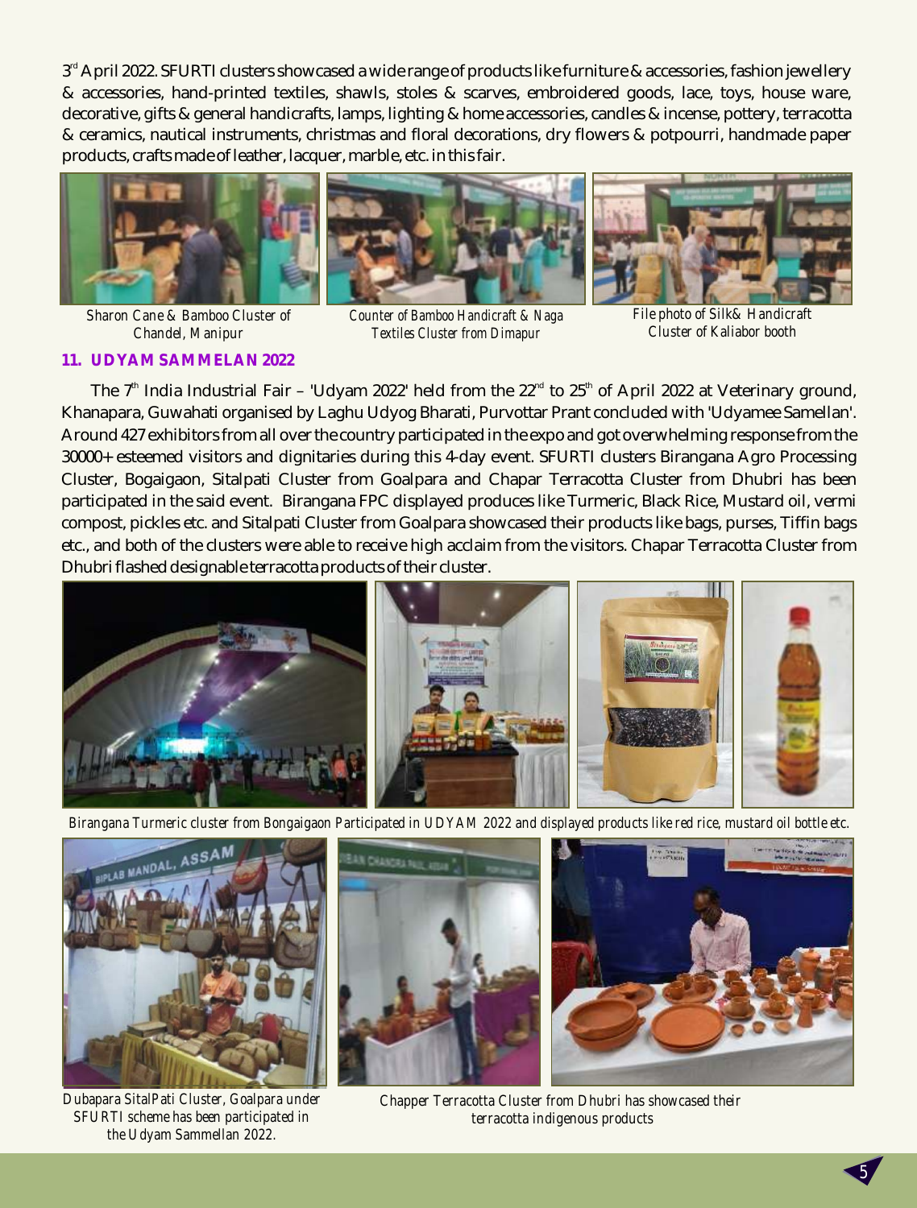3rd April 2022. SFURTI clusters showcased a wide range of products like furniture & accessories, fashion jewellery & accessories, hand-printed textiles, shawls, stoles & scarves, embroidered goods, lace, toys, house ware, decorative, gifts & general handicrafts, lamps, lighting & home accessories, candles & incense, pottery, terracotta & ceramics, nautical instruments, christmas and floral decorations, dry flowers & potpourri, handmade paper products, crafts made of leather, lacquer, marble, etc. in this fair.

*Sharon Cane & Bamboo Cluster of Chandel, Manipur*

*Counter of Bamboo Handicraft & Naga Textiles Cluster from Dimapur*

*File photo of Silk& Handicraft Cluster of Kaliabor booth*

## 11. UDYAM SAMMELAN 2022

The 7th India Industrial Fair – 'Udyam 2022' held from the 22nd to 25th of April 2022 at Veterinary ground, Khanapara, Guwahati organised by Laghu Udyog Bharati, Purvottar Prant concluded with 'Udyamee Samellan'. Around 427 exhibitors from all over the country participated in the expo and got overwhelming response from the 30000+ esteemed visitors and dignitaries during this 4-day event. SFURTI clusters Birangana Agro Processing Cluster, Bogaigaon, Sitalpati Cluster from Goalpara and Chapar Terracotta Cluster from Dhubri has been participated in the said event. Birangana FPC displayed produces like Turmeric, Black Rice, Mustard oil, vermi compost, pickles etc. and Sitalpati Cluster from Goalpara showcased their products like bags, purses, Tiffin bags etc., and both of the clusters were able to receive high acclaim from the visitors. Chapar Terracotta Cluster from Dhubri flashed designable terracotta products of their cluster.

*Birangana Turmeric cluster from Bongaigaon Participated in UDYAM 2022 and displayed products like red rice, mustard oil bottle etc.*

*Dubapara SitalPati Cluster, Goalpara under SFURTI scheme has been participated in the Udyam Sammellan 2022.*

*Chapper Terracotta Cluster from Dhubri has showcased their terracotta indigenous products*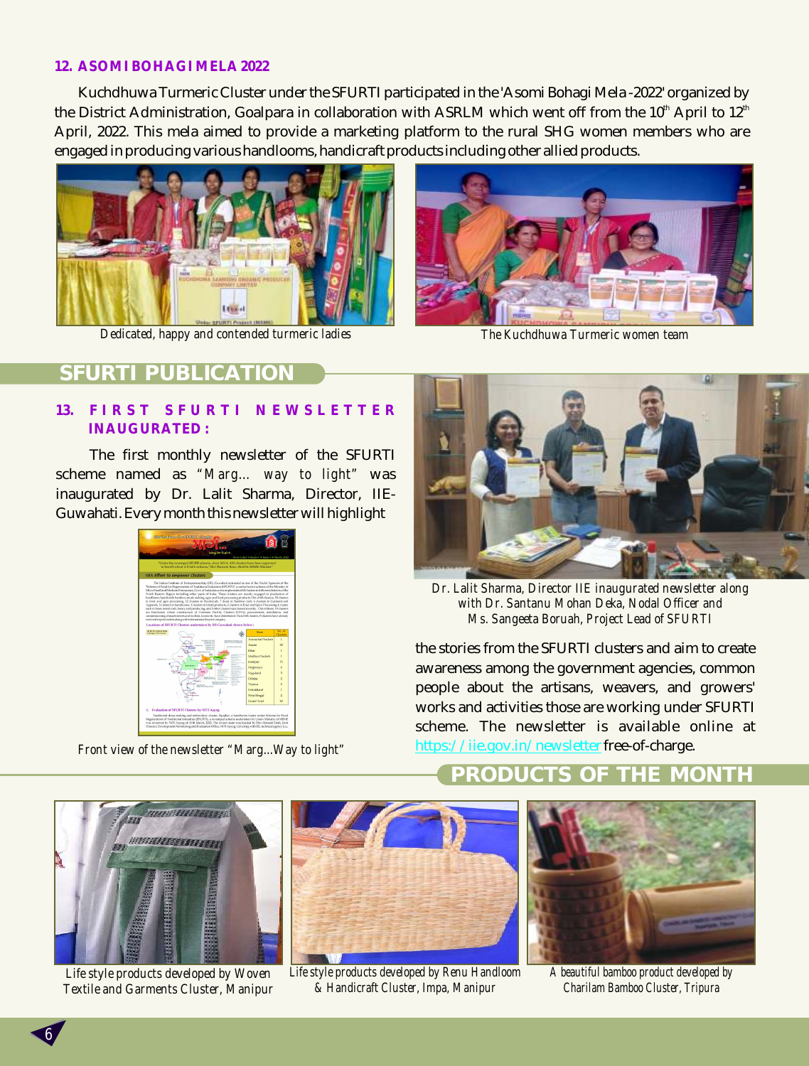## 12. ASOMI BOHAGI MELA 2022

Kuchdhuwa Turmeric Cluster under the SFURTI participated in the 'Asomi Bohagi Mela -2022' organized by the District Administration, Goalpara in collaboration with ASRLM which went off from the 10th April to 12th April, 2022. This mela aimed to provide a marketing platform to the rural SHG women members who are engaged in producing various handlooms, handicraft products including other allied products.

Dedicated, happy and contended turmeric ladies

The Kuchdhuwa Turmeric women team

# SFURTI PUBLICATION

## 13. FIRST SFURTI NEWSLETTER INAUGURATED :

The first monthly newsletter of the SFURTI scheme named as *"Marg... way to light"* was inaugurated by Dr. Lalit Sharma, Director, IIE-Guwahati. Every month this newsletter will highlight the stories from the SFURTI clusters and aim to create awareness among the government agencies, common people about the artisans, weavers, and growers' works and activities those are working under SFURTI scheme. The newsletter is available online at https://iie.gov.in/newsletter free-of-charge.

Front view of the newsletter "Marg...Way to light"

Dr. Lalit Sharma, Director IIE inaugurated newsletter along with Dr. Santanu Mohan Deka, Nodal Officer and Ms. Sangeeta Boruah, Project Lead of SFURTI

# PRODUCTS OF THE MONTH

Life style products developed by Woven Textile and Garments Cluster, Manipur

Life style products developed by Renu Handloom & Handicraft Cluster, Impa, Manipur

A beautiful bamboo product developed by Charilam Bamboo Cluster, Tripura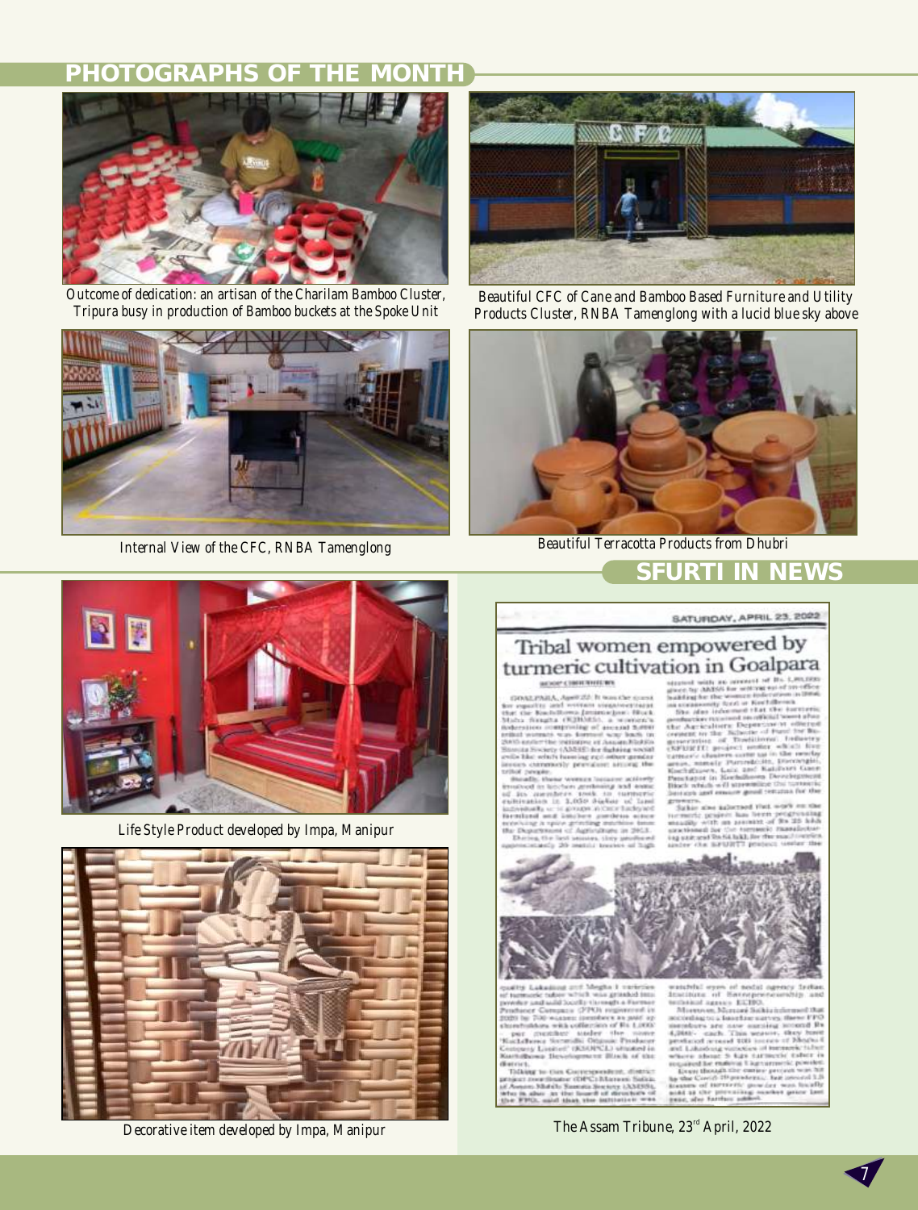## PHOTOGRAPHS OF THE MONTH

Outcome of dedication: an artisan of the Charilam Bamboo Cluster, Tripura busy in production of Bamboo buckets at the Spoke Unit

Beautiful CFC of Cane and Bamboo Based Furniture and Utility Products Cluster, RNBA Tamenglong with a lucid blue sky above

Internal View of the CFC, RNBA Tamenglong

Beautiful Terracotta Products from Dhubri

Life Style Product developed by Impa, Manipur

Decorative item developed by Impa, Manipur

## SFURTI IN NEWS

The Assam Tribune, 23rd April, 2022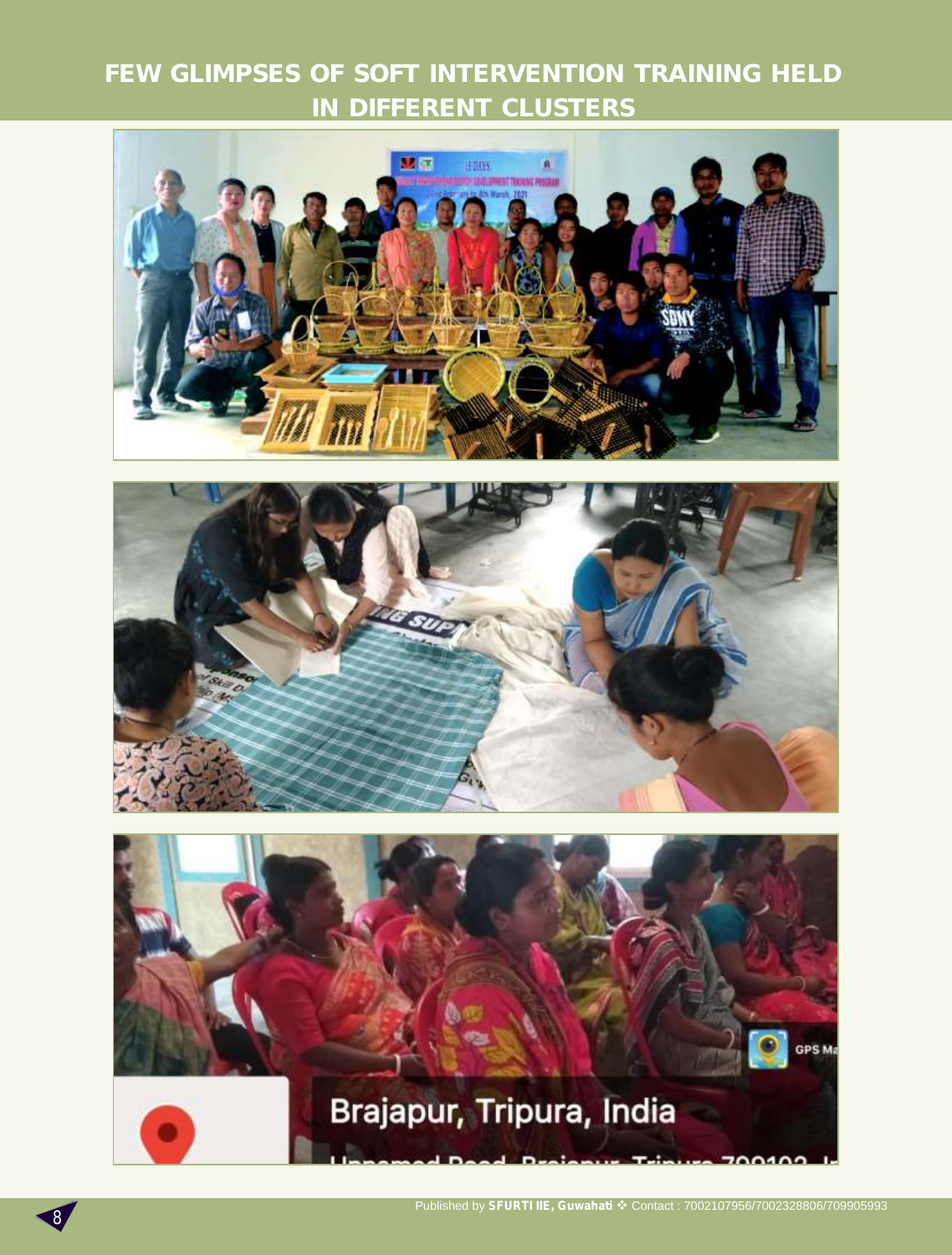# FEW GLIMPSES OF SOFT INTERVENTION TRAINING HELD IN DIFFERENT CLUSTERS

Published by **SFURTI IIE, Guwahati** ❖ Contact : 7002107956/7002328806/709905993